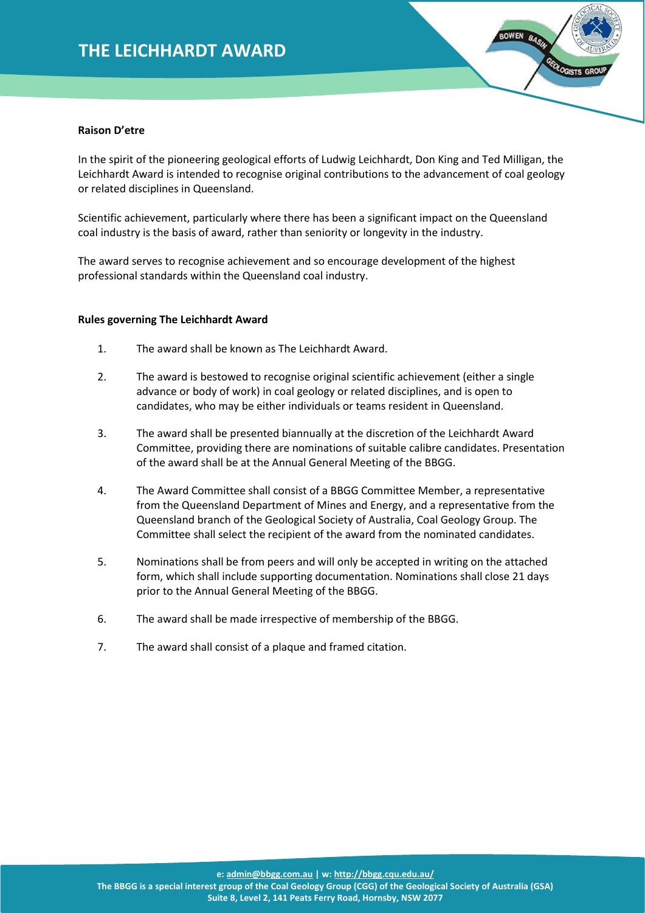# THE LEICHHARDT AWARD

**Raison D'etre**

In the spirit of the pioneering geological efforts of Ludwig Leichhardt, Don King and Ted Milligan, the Leichhardt Award is intended to recognise original contributions to the advancement of coal geology or related disciplines in Queensland.

Scientific achievement, particularly where there has been a significant impact on the Queensland coal industry is the basis of award, rather than seniority or longevity in the industry.

The award serves to recognise achievement and so encourage development of the highest professional standards within the Queensland coal industry.

**Rules governing The Leichhardt Award**

1. The award shall be known as The Leichhardt Award.

2. The award is bestowed to recognise original scientific achievement (either a single advance or body of work) in coal geology or related disciplines, and is open to candidates, who may be either individuals or teams resident in Queensland.

3. The award shall be presented biannually at the discretion of the Leichhardt Award Committee, providing there are nominations of suitable calibre candidates. Presentation of the award shall be at the Annual General Meeting of the BBGG.

4. The Award Committee shall consist of a BBGG Committee Member, a representative from the Queensland Department of Mines and Energy, and a representative from the Queensland branch of the Geological Society of Australia, Coal Geology Group. The Committee shall select the recipient of the award from the nominated candidates.

5. Nominations shall be from peers and will only be accepted in writing on the attached form, which shall include supporting documentation. Nominations shall close 21 days prior to the Annual General Meeting of the BBGG.

6. The award shall be made irrespective of membership of the BBGG.

7. The award shall consist of a plaque and framed citation.

**e: admin@bbgg.com.au | w: http://bbgg.cqu.edu.au/**
**The BBGG is a special interest group of the Coal Geology Group (CGG) of the Geological Society of Australia (GSA)**
**Suite 8, Level 2, 141 Peats Ferry Road, Hornsby, NSW 2077**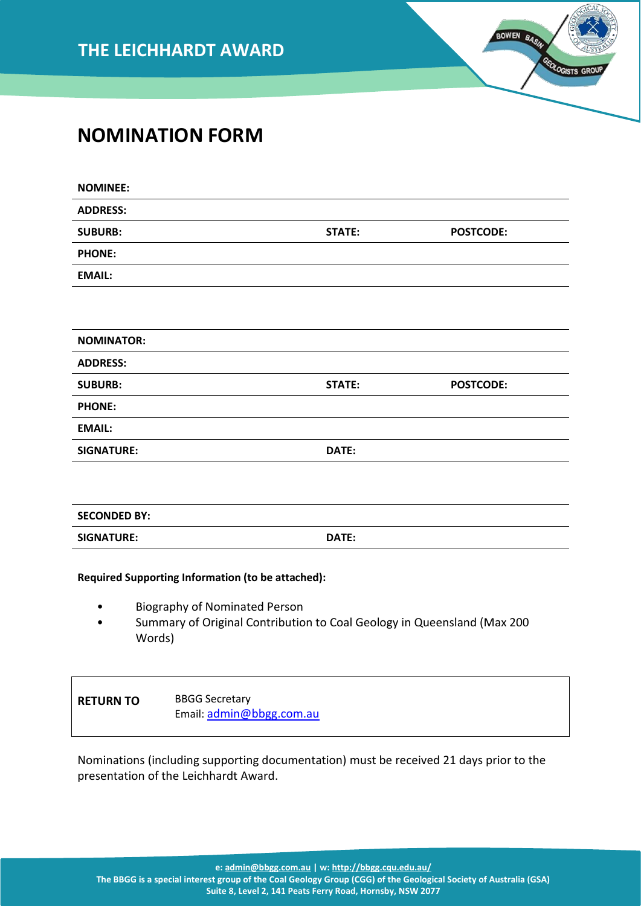# THE LEICHHARDT AWARD

## NOMINATION FORM

| | | |
|---|---|---|
| **NOMINEE:** | | |
| **ADDRESS:** | | |
| **SUBURB:** | **STATE:** | **POSTCODE:** |
| **PHONE:** | | |
| **EMAIL:** | | |

| | | |
|---|---|---|
| **NOMINATOR:** | | |
| **ADDRESS:** | | |
| **SUBURB:** | **STATE:** | **POSTCODE:** |
| **PHONE:** | | |
| **EMAIL:** | | |
| **SIGNATURE:** | **DATE:** | |

| | |
|---|---|
| **SECONDED BY:** | |
| **SIGNATURE:** | **DATE:** |

**Required Supporting Information (to be attached):**

- Biography of Nominated Person
- Summary of Original Contribution to Coal Geology in Queensland (Max 200 Words)

| | |
|---|---|
| **RETURN TO** | BBGG Secretary<br>Email: admin@bbgg.com.au |

Nominations (including supporting documentation) must be received 21 days prior to the presentation of the Leichhardt Award.

**e: admin@bbgg.com.au | w: http://bbgg.cqu.edu.au/**
**The BBGG is a special interest group of the Coal Geology Group (CGG) of the Geological Society of Australia (GSA)**
**Suite 8, Level 2, 141 Peats Ferry Road, Hornsby, NSW 2077**